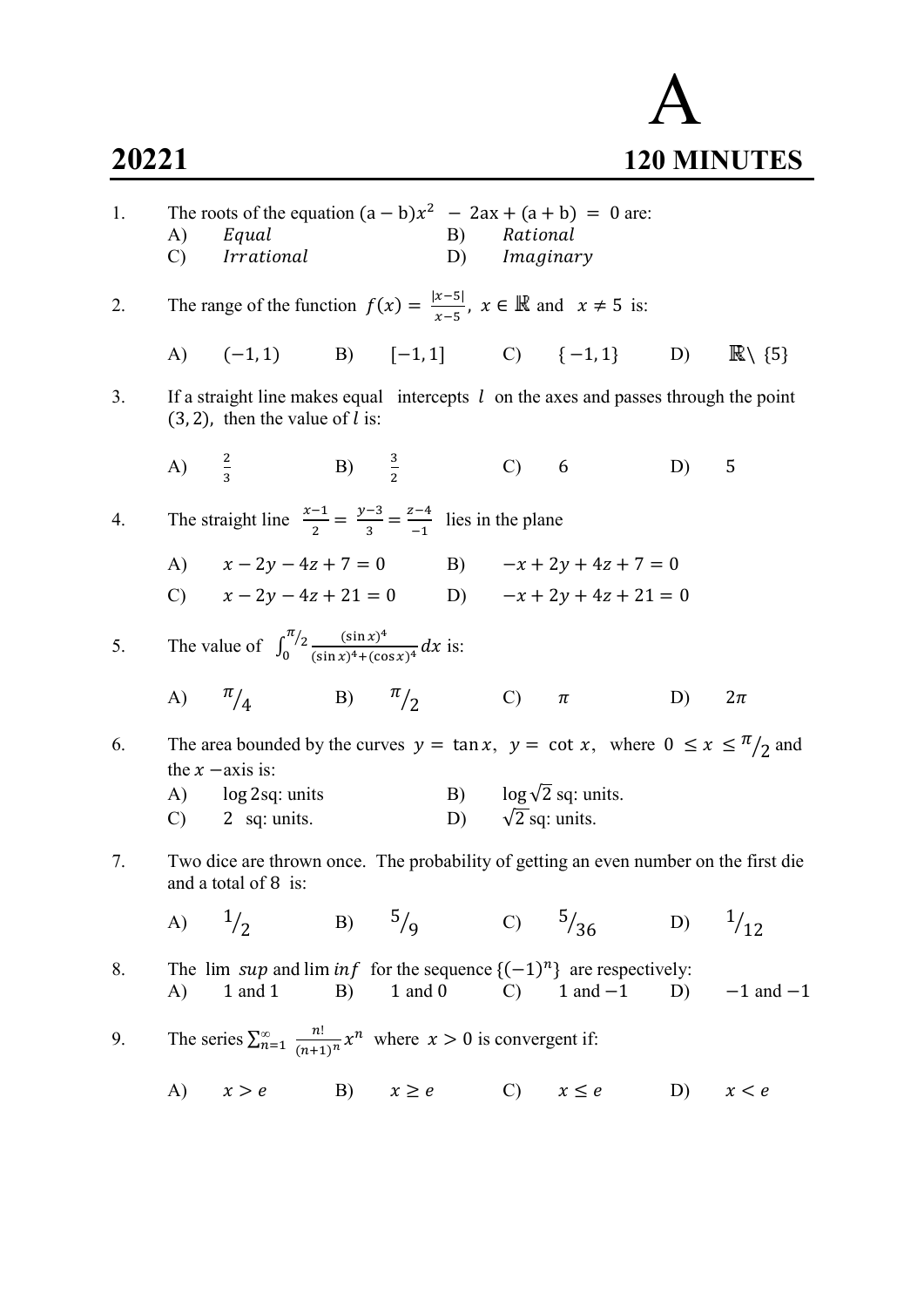# A

## 20221 — 120 MINUTES

1. The roots of the equation $(a-b)x^2 - 2ax + (a+b) = 0$ are:
   A) *Equal*
   B) *Rational*
   C) *Irrational*
   D) *Imaginary*

2. The range of the function $f(x) = \frac{|x-5|}{x-5}$, $x \in \mathbb{R}$ and $x \neq 5$ is:
   A) $(-1, 1)$
   B) $[-1, 1]$
   C) $\{-1, 1\}$
   D) $\mathbb{R} \setminus \{5\}$

3. If a straight line makes equal intercepts $l$ on the axes and passes through the point $(3, 2)$, then the value of $l$ is:
   A) $\frac{2}{3}$
   B) $\frac{3}{2}$
   C) $6$
   D) $5$

4. The straight line $\frac{x-1}{2} = \frac{y-3}{3} = \frac{z-4}{-1}$ lies in the plane
   A) $x - 2y - 4z + 7 = 0$
   B) $-x + 2y + 4z + 7 = 0$
   C) $x - 2y - 4z + 21 = 0$
   D) $-x + 2y + 4z + 21 = 0$

5. The value of $\int_0^{\pi/2} \frac{(\sin x)^4}{(\sin x)^4 + (\cos x)^4} dx$ is:
   A) $\pi/4$
   B) $\pi/2$
   C) $\pi$
   D) $2\pi$

6. The area bounded by the curves $y = \tan x$, $y = \cot x$, where $0 \leq x \leq \pi/2$ and the $x$ −axis is:
   A) $\log 2$ sq: units.
   B) $\log \sqrt{2}$ sq: units.
   C) $2$ sq: units.
   D) $\sqrt{2}$ sq: units.

7. Two dice are thrown once. The probability of getting an even number on the first die and a total of 8 is:
   A) $1/2$
   B) $5/9$
   C) $5/36$
   D) $1/12$

8. The $\lim sup$ and $\lim inf$ for the sequence $\{(-1)^n\}$ are respectively:
   A) 1 and 1
   B) 1 and 0
   C) 1 and $-1$
   D) $-1$ and $-1$

9. The series $\sum_{n=1}^{\infty} \frac{n!}{(n+1)^n} x^n$ where $x > 0$ is convergent if:
   A) $x > e$
   B) $x \geq e$
   C) $x \leq e$
   D) $x < e$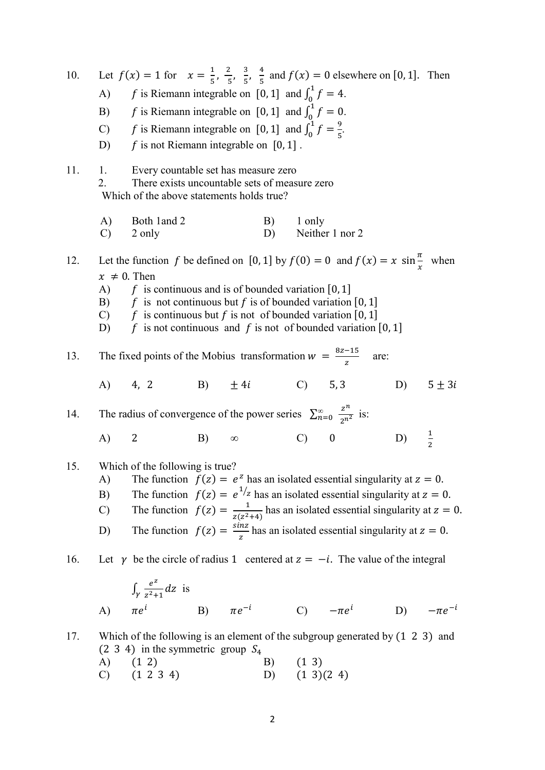10. Let $f(x) = 1$ for $x = \frac{1}{5}, \frac{2}{5}, \frac{3}{5}, \frac{4}{5}$ and $f(x) = 0$ elsewhere on $[0, 1]$. Then
    A) $f$ is Riemann integrable on $[0, 1]$ and $\int_0^1 f = 4$.
    B) $f$ is Riemann integrable on $[0, 1]$ and $\int_0^1 f = 0$.
    C) $f$ is Riemann integrable on $[0, 1]$ and $\int_0^1 f = \frac{9}{5}$.
    D) $f$ is not Riemann integrable on $[0, 1]$ .

11. 1. Every countable set has measure zero
    2. There exists uncountable sets of measure zero

    Which of the above statements holds true?

    A) Both 1and 2 B) 1 only
    C) 2 only D) Neither 1 nor 2

12. Let the function $f$ be defined on $[0, 1]$ by $f(0) = 0$ and $f(x) = x \sin\frac{\pi}{x}$ when $x \neq 0$. Then
    A) $f$ is continuous and is of bounded variation $[0, 1]$
    B) $f$ is not continuous but $f$ is of bounded variation $[0, 1]$
    C) $f$ is continuous but $f$ is not of bounded variation $[0, 1]$
    D) $f$ is not continuous and $f$ is not of bounded variation $[0, 1]$

13. The fixed points of the Mobius transformation $w = \frac{8z-15}{z}$ are:

    A) $4, 2$ B) $\pm 4i$ C) $5, 3$ D) $5 \pm 3i$

14. The radius of convergence of the power series $\sum_{n=0}^{\infty} \frac{z^n}{2^{n^2}}$ is:

    A) $2$ B) $\infty$ C) $0$ D) $\frac{1}{2}$

15. Which of the following is true?
    A) The function $f(z) = e^z$ has an isolated essential singularity at $z = 0$.
    B) The function $f(z) = e^{1/z}$ has an isolated essential singularity at $z = 0$.
    C) The function $f(z) = \frac{1}{z(z^2+4)}$ has an isolated essential singularity at $z = 0$.
    D) The function $f(z) = \frac{\sin z}{z}$ has an isolated essential singularity at $z = 0$.

16. Let $\gamma$ be the circle of radius 1 centered at $z = -i$. The value of the integral

    $\int_\gamma \frac{e^z}{z^2+1} dz$ is

    A) $\pi e^i$ B) $\pi e^{-i}$ C) $-\pi e^i$ D) $-\pi e^{-i}$

17. Which of the following is an element of the subgroup generated by $(1\ 2\ 3)$ and $(2\ 3\ 4)$ in the symmetric group $S_4$
    A) $(1\ 2)$ B) $(1\ 3)$
    C) $(1\ 2\ 3\ 4)$ D) $(1\ 3)(2\ 4)$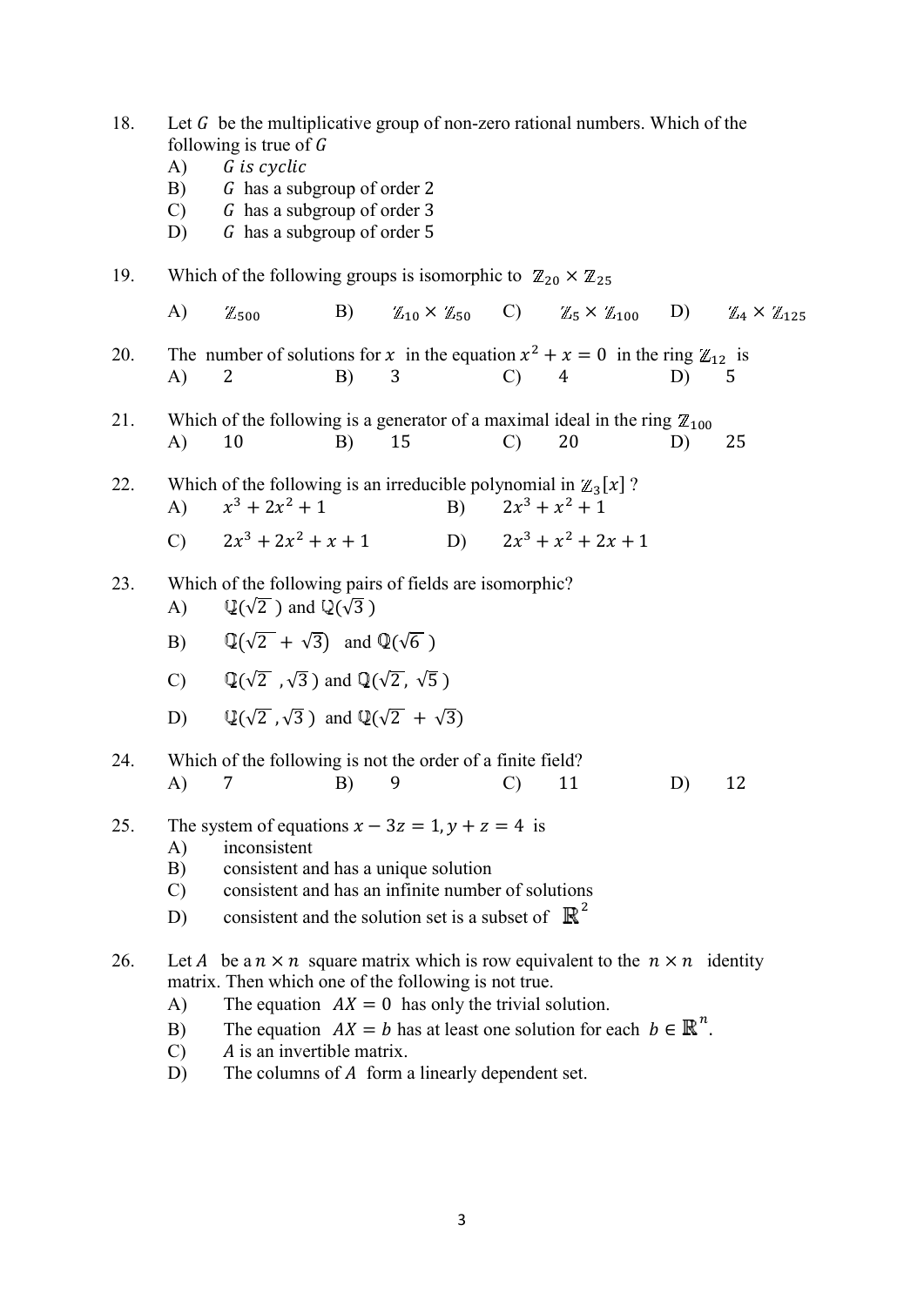18. Let $G$ be the multiplicative group of non-zero rational numbers. Which of the following is true of $G$
    A) $G$ *is cyclic*
    B) $G$ has a subgroup of order 2
    C) $G$ has a subgroup of order 3
    D) $G$ has a subgroup of order 5

19. Which of the following groups is isomorphic to $\mathbb{Z}_{20} \times \mathbb{Z}_{25}$
    A) $\mathbb{Z}_{500}$  B) $\mathbb{Z}_{10} \times \mathbb{Z}_{50}$  C) $\mathbb{Z}_5 \times \mathbb{Z}_{100}$  D) $\mathbb{Z}_4 \times \mathbb{Z}_{125}$

20. The number of solutions for $x$ in the equation $x^2 + x = 0$ in the ring $\mathbb{Z}_{12}$ is
    A) 2  B) 3  C) 4  D) 5

21. Which of the following is a generator of a maximal ideal in the ring $\mathbb{Z}_{100}$
    A) 10  B) 15  C) 20  D) 25

22. Which of the following is an irreducible polynomial in $\mathbb{Z}_3[x]$ ?
    A) $x^3 + 2x^2 + 1$  B) $2x^3 + x^2 + 1$
    C) $2x^3 + 2x^2 + x + 1$  D) $2x^3 + x^2 + 2x + 1$

23. Which of the following pairs of fields are isomorphic?
    A) $\mathbb{Q}(\sqrt{2})$ and $\mathbb{Q}(\sqrt{3})$
    B) $\mathbb{Q}(\sqrt{2} + \sqrt{3})$ and $\mathbb{Q}(\sqrt{6})$
    C) $\mathbb{Q}(\sqrt{2}, \sqrt{3})$ and $\mathbb{Q}(\sqrt{2}, \sqrt{5})$
    D) $\mathbb{Q}(\sqrt{2}, \sqrt{3})$ and $\mathbb{Q}(\sqrt{2} + \sqrt{3})$

24. Which of the following is not the order of a finite field?
    A) 7  B) 9  C) 11  D) 12

25. The system of equations $x - 3z = 1, y + z = 4$ is
    A) inconsistent
    B) consistent and has a unique solution
    C) consistent and has an infinite number of solutions
    D) consistent and the solution set is a subset of $\mathbb{R}^2$

26. Let $A$ be a $n \times n$ square matrix which is row equivalent to the $n \times n$ identity matrix. Then which one of the following is not true.
    A) The equation $AX = 0$ has only the trivial solution.
    B) The equation $AX = b$ has at least one solution for each $b \in \mathbb{R}^n$.
    C) $A$ is an invertible matrix.
    D) The columns of $A$ form a linearly dependent set.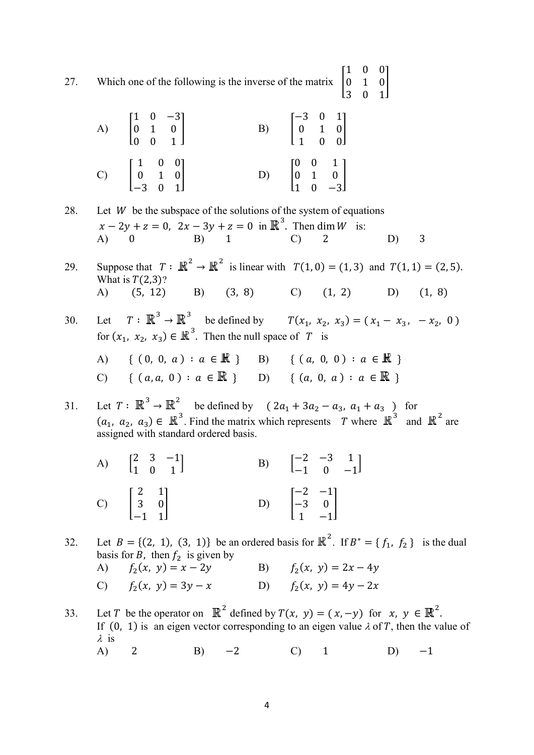27. Which one of the following is the inverse of the matrix $\begin{bmatrix} 1 & 0 & 0 \\ 0 & 1 & 0 \\ 3 & 0 & 1 \end{bmatrix}$

A) $\begin{bmatrix} 1 & 0 & -3 \\ 0 & 1 & 0 \\ 0 & 0 & 1 \end{bmatrix}$ B) $\begin{bmatrix} -3 & 0 & 1 \\ 0 & 1 & 0 \\ 1 & 0 & 0 \end{bmatrix}$

C) $\begin{bmatrix} 1 & 0 & 0 \\ 0 & 1 & 0 \\ -3 & 0 & 1 \end{bmatrix}$ D) $\begin{bmatrix} 0 & 0 & 1 \\ 0 & 1 & 0 \\ 1 & 0 & -3 \end{bmatrix}$

28. Let $W$ be the subspace of the solutions of the system of equations $x - 2y + z = 0,\ 2x - 3y + z = 0$ in $\mathbb{R}^3$. Then $\dim W$ is:

A) 0 B) 1 C) 2 D) 3

29. Suppose that $T : \mathbb{R}^2 \to \mathbb{R}^2$ is linear with $T(1, 0) = (1, 3)$ and $T(1, 1) = (2, 5)$. What is $T(2,3)$?

A) $(5,\ 12)$ B) $(3,\ 8)$ C) $(1,\ 2)$ D) $(1,\ 8)$

30. Let $T : \mathbb{R}^3 \to \mathbb{R}^3$ be defined by $T(x_1,\ x_2,\ x_3) = (x_1 - x_3,\ -x_2,\ 0)$ for $(x_1,\ x_2,\ x_3) \in \mathbb{R}^3$. Then the null space of $T$ is

A) $\{ (0,\ 0,\ a) : a \in \mathbb{R} \}$ B) $\{ (a,\ 0,\ 0) : a \in \mathbb{R} \}$

C) $\{ (a, a,\ 0) : a \in \mathbb{R} \}$ D) $\{ (a,\ 0,\ a) : a \in \mathbb{R} \}$

31. Let $T : \mathbb{R}^3 \to \mathbb{R}^2$ be defined by $(2a_1 + 3a_2 - a_3,\ a_1 + a_3)$ for $(a_1,\ a_2,\ a_3) \in \mathbb{R}^3$. Find the matrix which represents $T$ where $\mathbb{R}^3$ and $\mathbb{R}^2$ are assigned with standard ordered basis.

A) $\begin{bmatrix} 2 & 3 & -1 \\ 1 & 0 & 1 \end{bmatrix}$ B) $\begin{bmatrix} -2 & -3 & 1 \\ -1 & 0 & -1 \end{bmatrix}$

C) $\begin{bmatrix} 2 & 1 \\ 3 & 0 \\ -1 & 1 \end{bmatrix}$ D) $\begin{bmatrix} -2 & -1 \\ -3 & 0 \\ 1 & -1 \end{bmatrix}$

32. Let $B = \{(2,\ 1),\ (3,\ 1)\}$ be an ordered basis for $\mathbb{R}^2$. If $B^* = \{ f_1,\ f_2 \}$ is the dual basis for $B$, then $f_2$ is given by

A) $f_2(x,\ y) = x - 2y$ B) $f_2(x,\ y) = 2x - 4y$

C) $f_2(x,\ y) = 3y - x$ D) $f_2(x,\ y) = 4y - 2x$

33. Let $T$ be the operator on $\mathbb{R}^2$ defined by $T(x,\ y) = (x, -y)$ for $x,\ y \in \mathbb{R}^2$. If $(0,\ 1)$ is an eigen vector corresponding to an eigen value $\lambda$ of $T$, then the value of $\lambda$ is

A) 2 B) $-2$ C) 1 D) $-1$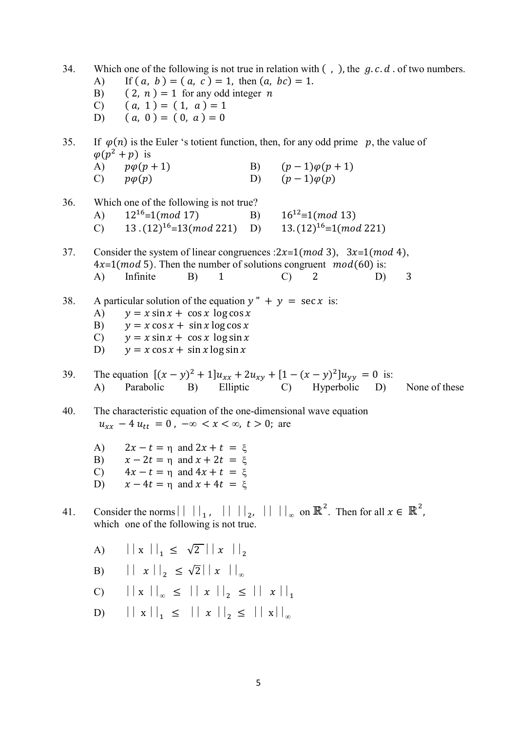34. Which one of the following is not true in relation with ( , ), the $g.c.d$ . of two numbers.
    - A) If $(a, b) = (a, c) = 1$, then $(a, bc) = 1$.
    - B) $(2, n) = 1$ for any odd integer $n$
    - C) $(a, 1) = (1, a) = 1$
    - D) $(a, 0) = (0, a) = 0$

35. If $\varphi(n)$ is the Euler 's totient function, then, for any odd prime $p$, the value of $\varphi(p^2 + p)$ is
    - A) $p\varphi(p + 1)$
    - B) $(p - 1)\varphi(p + 1)$
    - C) $p\varphi(p)$
    - D) $(p - 1)\varphi(p)$

36. Which one of the following is not true?
    - A) $12^{16} \equiv 1 (mod\ 17)$
    - B) $16^{12} \equiv 1 (mod\ 13)$
    - C) $13 . (12)^{16} \equiv 13 (mod\ 221)$
    - D) $13. (12)^{16} \equiv 1 (mod\ 221)$

37. Consider the system of linear congruences : $2x \equiv 1 (mod\ 3)$, $3x \equiv 1 (mod\ 4)$, $4x \equiv 1 (mod\ 5)$. Then the number of solutions congruent $mod(60)$ is:
    - A) Infinite
    - B) 1
    - C) 2
    - D) 3

38. A particular solution of the equation $y'' + y = \sec x$ is:
    - A) $y = x \sin x + \cos x \log \cos x$
    - B) $y = x \cos x + \sin x \log \cos x$
    - C) $y = x \sin x + \cos x \log \sin x$
    - D) $y = x \cos x + \sin x \log \sin x$

39. The equation $[(x - y)^2 + 1]u_{xx} + 2u_{xy} + [1 - (x - y)^2]u_{yy} = 0$ is:
    - A) Parabolic
    - B) Elliptic
    - C) Hyperbolic
    - D) None of these

40. The characteristic equation of the one-dimensional wave equation $u_{xx} - 4\, u_{tt} = 0$, $-\infty < x < \infty$, $t > 0$; are
    - A) $2x - t = \eta$ and $2x + t = \xi$
    - B) $x - 2t = \eta$ and $x + 2t = \xi$
    - C) $4x - t = \eta$ and $4x + t = \xi$
    - D) $x - 4t = \eta$ and $x + 4t = \xi$

41. Consider the norms $|| \ ||_1$, $|| \ ||_2$, $|| \ ||_\infty$ on $\mathbb{R}^2$. Then for all $x \in \mathbb{R}^2$, which one of the following is not true.
    - A) $||x||_1 \leq \sqrt{2}\, ||x||_2$
    - B) $||x||_2 \leq \sqrt{2}\, ||x||_\infty$
    - C) $||x||_\infty \leq ||x||_2 \leq ||x||_1$
    - D) $||x||_1 \leq ||x||_2 \leq ||x||_\infty$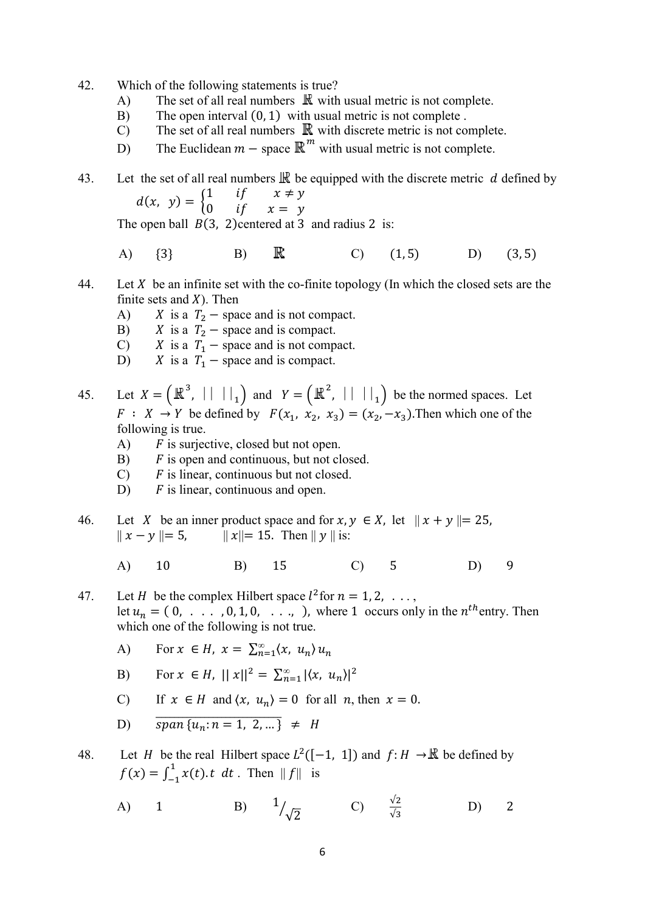42. Which of the following statements is true?
    A) The set of all real numbers $\mathbb{R}$ with usual metric is not complete.
    B) The open interval $(0, 1)$ with usual metric is not complete .
    C) The set of all real numbers $\mathbb{R}$ with discrete metric is not complete.
    D) The Euclidean $m-$ space $\mathbb{R}^m$ with usual metric is not complete.

43. Let the set of all real numbers $\mathbb{R}$ be equipped with the discrete metric $d$ defined by

$$d(x, \ y) = \begin{cases} 1 & if \quad x \neq y \\ 0 & if \quad x = y \end{cases}$$

The open ball $B(3, \ 2)$centered at 3 and radius 2 is:

A) $\{3\}$ B) $\mathbb{R}$ C) $(1, 5)$ D) $(3, 5)$

44. Let $X$ be an infinite set with the co-finite topology (In which the closed sets are the finite sets and $X$). Then
    A) $X$ is a $T_2-$ space and is not compact.
    B) $X$ is a $T_2-$ space and is compact.
    C) $X$ is a $T_1-$ space and is not compact.
    D) $X$ is a $T_1-$ space and is compact.

45. Let $X = \left(\mathbb{R}^3, \ || \ ||_1\right)$ and $Y = \left(\mathbb{R}^2, \ || \ ||_1\right)$ be the normed spaces. Let $F : X \rightarrow Y$ be defined by $F(x_1, \ x_2, \ x_3) = (x_2, -x_3)$.Then which one of the following is true.
    A) $F$ is surjective, closed but not open.
    B) $F$ is open and continuous, but not closed.
    C) $F$ is linear, continuous but not closed.
    D) $F$ is linear, continuous and open.

46. Let $X$ be an inner product space and for $x, y \in X$, let $\| x + y \| = 25$, $\| x - y \| = 5$, $\| x \| = 15$. Then $\| y \|$ is:

A) 10 B) 15 C) 5 D) 9

47. Let $H$ be the complex Hilbert space $l^2$for $n = 1, 2, \ . \ . \ . ,$ let $u_n = ( 0, \ . \ . \ . \ , 0, 1, 0, \ . \ . \ ., \ )$, where 1 occurs only in the $n^{th}$entry. Then which one of the following is not true.
    A) For $x \in H, \ x = \sum_{n=1}^{\infty} \langle x, \ u_n \rangle u_n$
    B) For $x \in H, \ || x||^2 = \sum_{n=1}^{\infty} |\langle x, \ u_n \rangle|^2$
    C) If $x \in H$ and $\langle x, \ u_n \rangle = 0$ for all $n$, then $x = 0$.
    D) $\overline{span\{u_n : n = 1, \ 2, ...\}} \neq H$

48. Let $H$ be the real Hilbert space $L^2([-1, \ 1])$ and $f: H \rightarrow \mathbb{R}$ be defined by $f(x) = \int_{-1}^{1} x(t).t \ dt$ . Then $\| f \|$ is

A) 1 B) $1/\sqrt{2}$ C) $\frac{\sqrt{2}}{\sqrt{3}}$ D) 2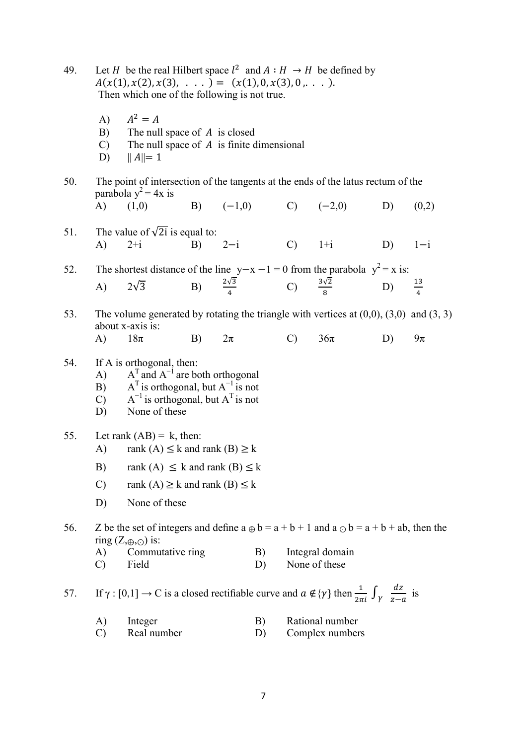49. Let $H$ be the real Hilbert space $l^2$ and $A : H \to H$ be defined by $A(x(1), x(2), x(3), \ . \ . \ . \ ) = (x(1), 0, x(3), 0, . \ . \ . \ )$.
 Then which one of the following is not true.

 A) $A^2 = A$
 B) The null space of $A$ is closed
 C) The null space of $A$ is finite dimensional
 D) $\| A \| = 1$

50. The point of intersection of the tangents at the ends of the latus rectum of the parabola $y^2 = 4x$ is
 A) (1,0) B) (−1,0) C) (−2,0) D) (0,2)

51. The value of $\sqrt{2i}$ is equal to:
 A) 2+i B) 2−i C) 1+i D) 1−i

52. The shortest distance of the line $y - x - 1 = 0$ from the parabola $y^2 = x$ is:
 A) $2\sqrt{3}$ B) $\frac{2\sqrt{3}}{4}$ C) $\frac{3\sqrt{2}}{8}$ D) $\frac{13}{4}$

53. The volume generated by rotating the triangle with vertices at (0,0), (3,0) and (3, 3) about x-axis is:
 A) 18π B) 2π C) 36π D) 9π

54. If A is orthogonal, then:
 A) $A^T$ and $A^{-1}$ are both orthogonal
 B) $A^T$ is orthogonal, but $A^{-1}$ is not
 C) $A^{-1}$ is orthogonal, but $A^T$ is not
 D) None of these

55. Let rank (AB) = k, then:
 A) rank (A) ≤ k and rank (B) ≥ k
 B) rank (A) ≤ k and rank (B) ≤ k
 C) rank (A) ≥ k and rank (B) ≤ k
 D) None of these

56. Z be the set of integers and define $a \oplus b = a + b + 1$ and $a \odot b = a + b + ab$, then the ring $(Z, \oplus, \odot)$ is:
 A) Commutative ring B) Integral domain
 C) Field D) None of these

57. If $\gamma : [0,1] \to C$ is a closed rectifiable curve and $a \notin \{\gamma\}$ then $\frac{1}{2\pi i} \int_\gamma \frac{dz}{z-a}$ is

 A) Integer B) Rational number
 C) Real number D) Complex numbers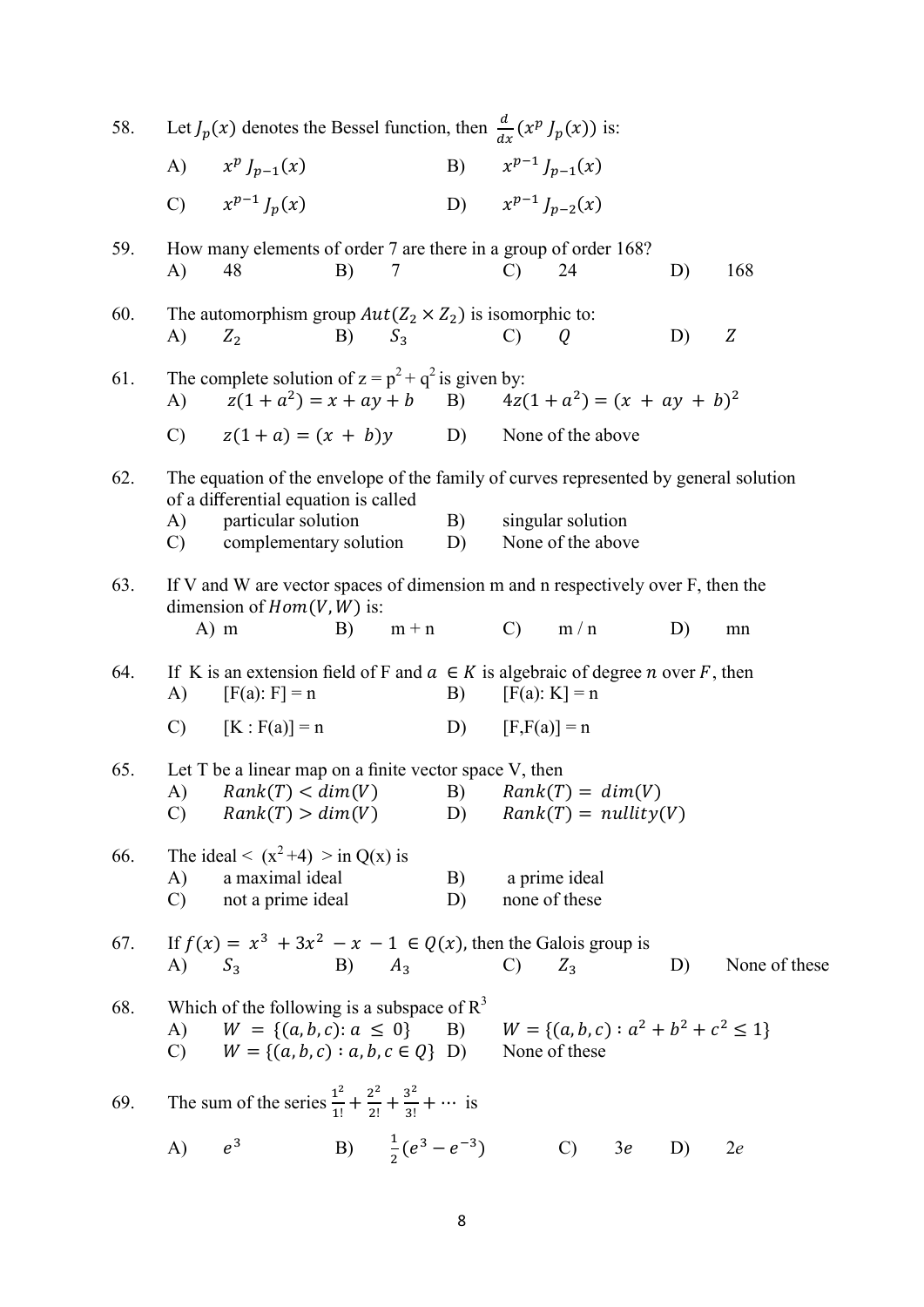58. Let $J_p(x)$ denotes the Bessel function, then $\frac{d}{dx}(x^p J_p(x))$ is:

A) $x^p J_{p-1}(x)$ B) $x^{p-1} J_{p-1}(x)$

C) $x^{p-1} J_p(x)$ D) $x^{p-1} J_{p-2}(x)$

59. How many elements of order 7 are there in a group of order 168?

A) 48 B) 7 C) 24 D) 168

60. The automorphism group $Aut(Z_2 \times Z_2)$ is isomorphic to:

A) $Z_2$ B) $S_3$ C) $Q$ D) $Z$

61. The complete solution of z = $p^2 + q^2$ is given by:

A) $z(1 + a^2) = x + ay + b$ B) $4z(1 + a^2) = (x + ay + b)^2$

C) $z(1 + a) = (x + b)y$ D) None of the above

62. The equation of the envelope of the family of curves represented by general solution of a differential equation is called

A) particular solution B) singular solution

C) complementary solution D) None of the above

63. If V and W are vector spaces of dimension m and n respectively over F, then the dimension of $Hom(V, W)$ is:

A) m B) m + n C) m / n D) mn

64. If K is an extension field of F and $a \in K$ is algebraic of degree $n$ over $F$, then

A) [F(a): F] = n B) [F(a): K] = n

C) [K : F(a)] = n D) [F,F(a)] = n

65. Let T be a linear map on a finite vector space V, then

A) $Rank(T) < dim(V)$ B) $Rank(T) = dim(V)$

C) $Rank(T) > dim(V)$ D) $Rank(T) = nullity(V)$

66. The ideal < $(x^2 + 4)$ > in Q(x) is

A) a maximal ideal B) a prime ideal

C) not a prime ideal D) none of these

67. If $f(x) = x^3 + 3x^2 - x - 1 \in Q(x)$, then the Galois group is

A) $S_3$ B) $A_3$ C) $Z_3$ D) None of these

68. Which of the following is a subspace of $R^3$

A) $W = \{(a, b, c): a \leq 0\}$ B) $W = \{(a, b, c) : a^2 + b^2 + c^2 \leq 1\}$

C) $W = \{(a, b, c) : a, b, c \in Q\}$ D) None of these

69. The sum of the series $\frac{1^2}{1!} + \frac{2^2}{2!} + \frac{3^2}{3!} + \cdots$ is

A) $e^3$ B) $\frac{1}{2}(e^3 - e^{-3})$ C) $3e$ D) $2e$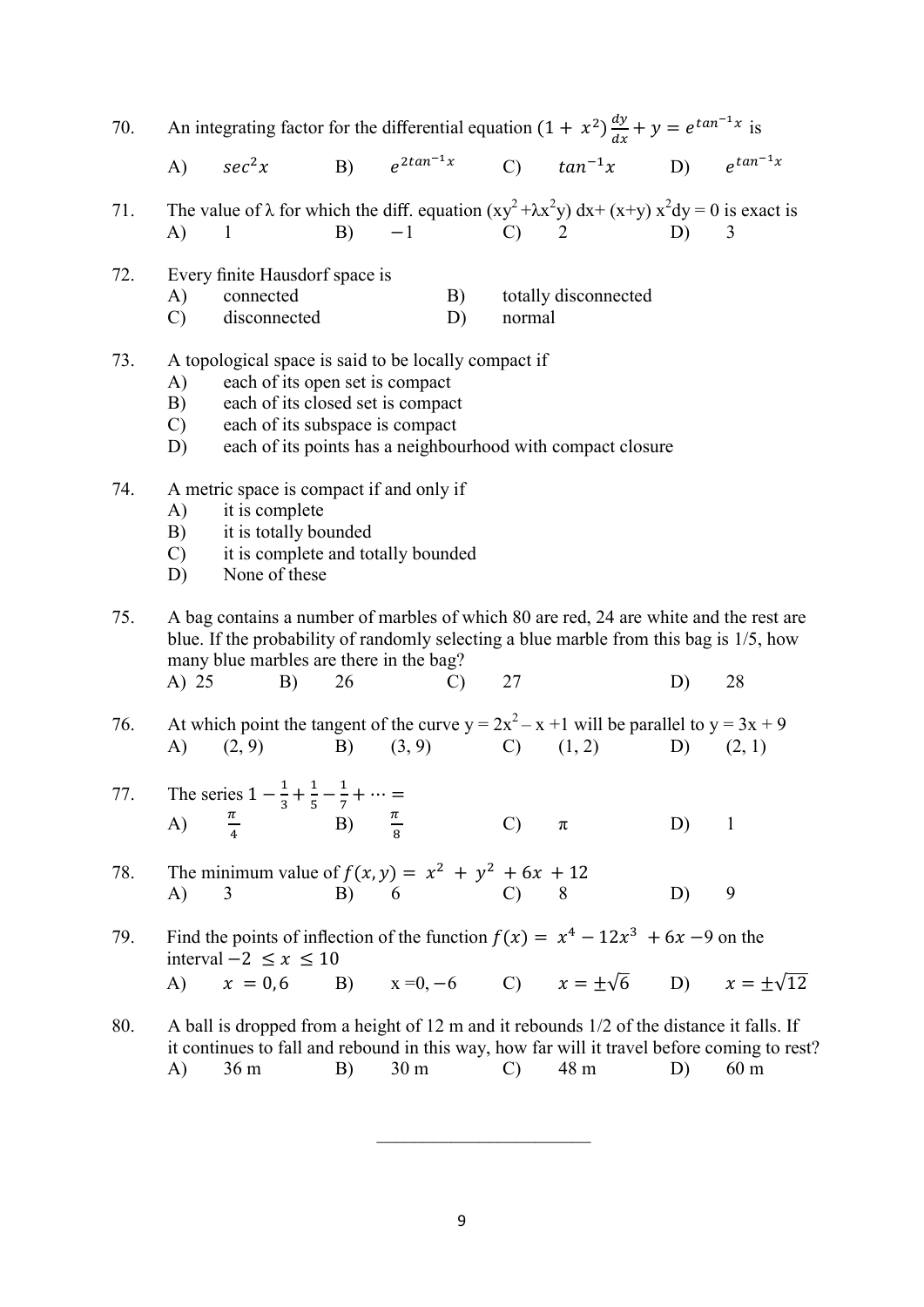70. An integrating factor for the differential equation $(1 + x^2)\frac{dy}{dx} + y = e^{tan^{-1}x}$ is

A) $sec^2x$ B) $e^{2tan^{-1}x}$ C) $tan^{-1}x$ D) $e^{tan^{-1}x}$

71. The value of λ for which the diff. equation $(xy^2 + \lambda x^2y)\,dx + (x+y)\,x^2dy = 0$ is exact is

A) 1 B) $-1$ C) 2 D) 3

72. Every finite Hausdorf space is

A) connected B) totally disconnected
C) disconnected D) normal

73. A topological space is said to be locally compact if

A) each of its open set is compact
B) each of its closed set is compact
C) each of its subspace is compact
D) each of its points has a neighbourhood with compact closure

74. A metric space is compact if and only if

A) it is complete
B) it is totally bounded
C) it is complete and totally bounded
D) None of these

75. A bag contains a number of marbles of which 80 are red, 24 are white and the rest are blue. If the probability of randomly selecting a blue marble from this bag is 1/5, how many blue marbles are there in the bag?

A) 25 B) 26 C) 27 D) 28

76. At which point the tangent of the curve $y = 2x^2 - x + 1$ will be parallel to $y = 3x + 9$

A) (2, 9) B) (3, 9) C) (1, 2) D) (2, 1)

77. The series $1 - \frac{1}{3} + \frac{1}{5} - \frac{1}{7} + \cdots =$

A) $\frac{\pi}{4}$ B) $\frac{\pi}{8}$ C) $\pi$ D) 1

78. The minimum value of $f(x, y) = x^2 + y^2 + 6x + 12$

A) 3 B) 6 C) 8 D) 9

79. Find the points of inflection of the function $f(x) = x^4 - 12x^3 + 6x - 9$ on the interval $-2 \le x \le 10$

A) $x = 0, 6$ B) $x = 0, -6$ C) $x = \pm\sqrt{6}$ D) $x = \pm\sqrt{12}$

80. A ball is dropped from a height of 12 m and it rebounds 1/2 of the distance it falls. If it continues to fall and rebound in this way, how far will it travel before coming to rest?

A) 36 m B) 30 m C) 48 m D) 60 m